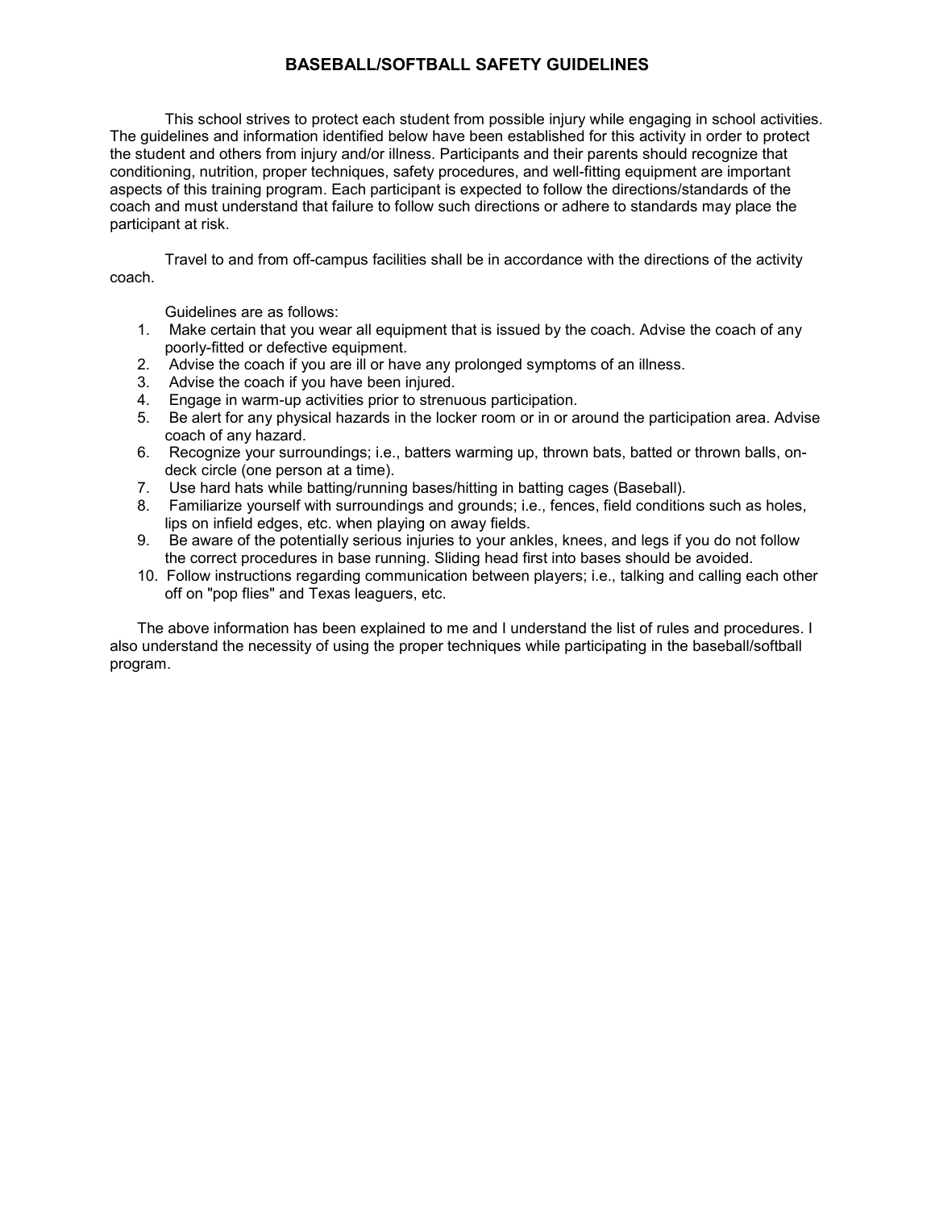# BASEBALL/SOFTBALL SAFETY GUIDELINES

This school strives to protect each student from possible injury while engaging in school activities. The guidelines and information identified below have been established for this activity in order to protect the student and others from injury and/or illness. Participants and their parents should recognize that conditioning, nutrition, proper techniques, safety procedures, and well-fitting equipment are important aspects of this training program. Each participant is expected to follow the directions/standards of the coach and must understand that failure to follow such directions or adhere to standards may place the participant at risk.

Travel to and from off-campus facilities shall be in accordance with the directions of the activity coach.

Guidelines are as follows:

1. Make certain that you wear all equipment that is issued by the coach. Advise the coach of any poorly-fitted or defective equipment.
2. Advise the coach if you are ill or have any prolonged symptoms of an illness.
3. Advise the coach if you have been injured.
4. Engage in warm-up activities prior to strenuous participation.
5. Be alert for any physical hazards in the locker room or in or around the participation area. Advise coach of any hazard.
6. Recognize your surroundings; i.e., batters warming up, thrown bats, batted or thrown balls, on-deck circle (one person at a time).
7. Use hard hats while batting/running bases/hitting in batting cages (Baseball).
8. Familiarize yourself with surroundings and grounds; i.e., fences, field conditions such as holes, lips on infield edges, etc. when playing on away fields.
9. Be aware of the potentially serious injuries to your ankles, knees, and legs if you do not follow the correct procedures in base running. Sliding head first into bases should be avoided.
10. Follow instructions regarding communication between players; i.e., talking and calling each other off on "pop flies" and Texas leaguers, etc.

The above information has been explained to me and I understand the list of rules and procedures. I also understand the necessity of using the proper techniques while participating in the baseball/softball program.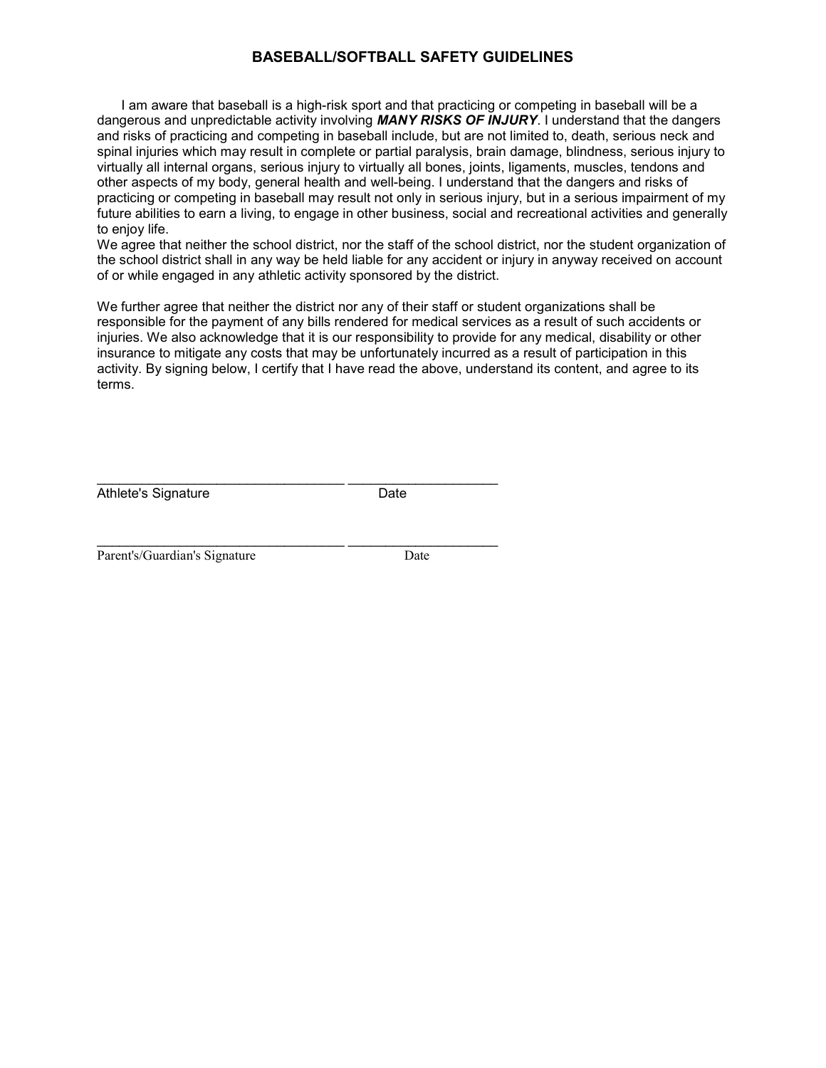## BASEBALL/SOFTBALL SAFETY GUIDELINES

I am aware that baseball is a high-risk sport and that practicing or competing in baseball will be a dangerous and unpredictable activity involving ***MANY RISKS OF INJURY***. I understand that the dangers and risks of practicing and competing in baseball include, but are not limited to, death, serious neck and spinal injuries which may result in complete or partial paralysis, brain damage, blindness, serious injury to virtually all internal organs, serious injury to virtually all bones, joints, ligaments, muscles, tendons and other aspects of my body, general health and well-being. I understand that the dangers and risks of practicing or competing in baseball may result not only in serious injury, but in a serious impairment of my future abilities to earn a living, to engage in other business, social and recreational activities and generally to enjoy life.

We agree that neither the school district, nor the staff of the school district, nor the student organization of the school district shall in any way be held liable for any accident or injury in anyway received on account of or while engaged in any athletic activity sponsored by the district.

We further agree that neither the district nor any of their staff or student organizations shall be responsible for the payment of any bills rendered for medical services as a result of such accidents or injuries. We also acknowledge that it is our responsibility to provide for any medical, disability or other insurance to mitigate any costs that may be unfortunately incurred as a result of participation in this activity. By signing below, I certify that I have read the above, understand its content, and agree to its terms.

_________________________________ ____________________

Athlete's Signature Date

_________________________________ ____________________

Parent's/Guardian's Signature Date